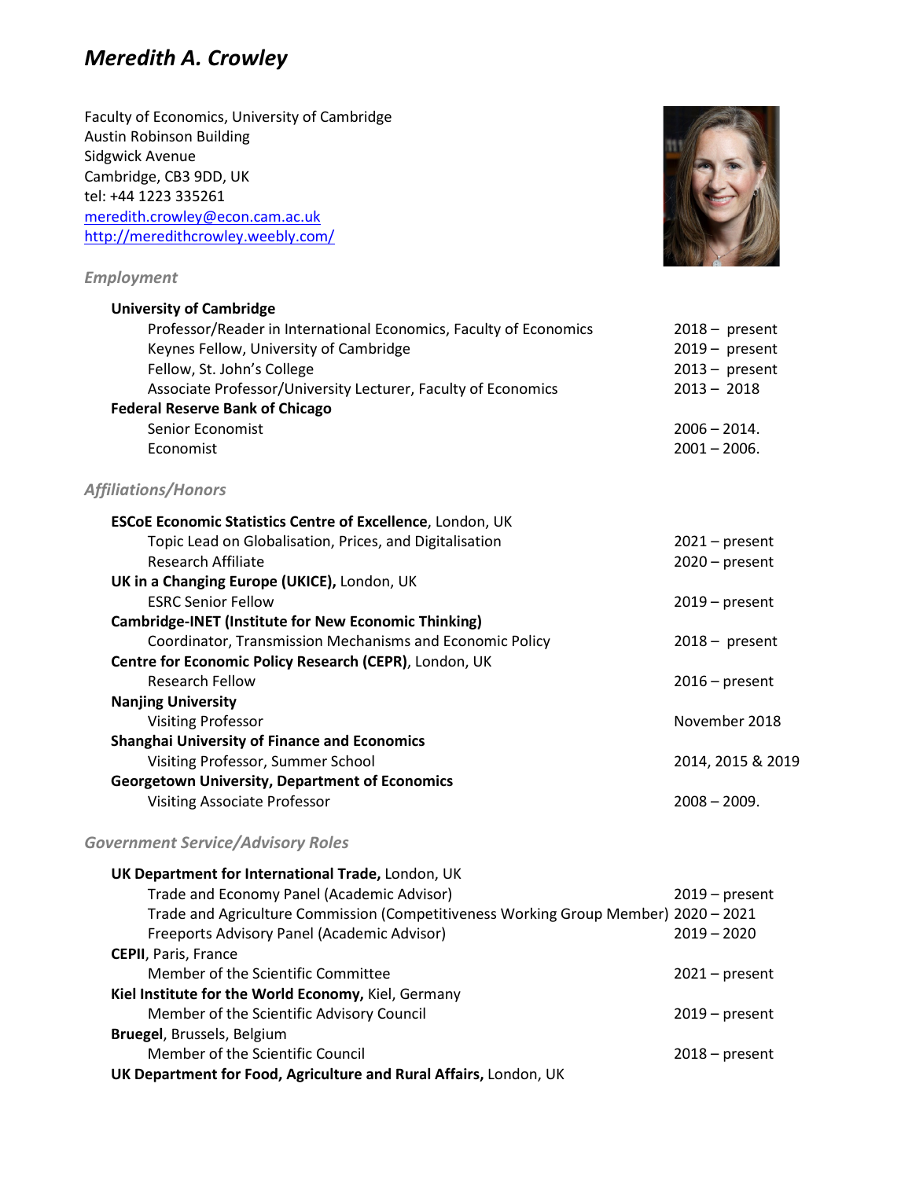# *Meredith A. Crowley*

Faculty of Economics, University of Cambridge
Austin Robinson Building
Sidgwick Avenue
Cambridge, CB3 9DD, UK
tel: +44 1223 335261
[meredith.crowley@econ.cam.ac.uk](mailto:meredith.crowley@econ.cam.ac.uk)
[http://meredithcrowley.weebly.com/](http://meredithcrowley.weebly.com/)

## *Employment*

**University of Cambridge**

| | |
|---|---|
| Professor/Reader in International Economics, Faculty of Economics | 2018 – present |
| Keynes Fellow, University of Cambridge | 2019 – present |
| Fellow, St. John's College | 2013 – present |
| Associate Professor/University Lecturer, Faculty of Economics | 2013 – 2018 |

**Federal Reserve Bank of Chicago**

| | |
|---|---|
| Senior Economist | 2006 – 2014. |
| Economist | 2001 – 2006. |

## *Affiliations/Honors*

**ESCoE Economic Statistics Centre of Excellence**, London, UK

| | |
|---|---|
| Topic Lead on Globalisation, Prices, and Digitalisation | 2021 – present |
| Research Affiliate | 2020 – present |

**UK in a Changing Europe (UKICE),** London, UK

| | |
|---|---|
| ESRC Senior Fellow | 2019 – present |

**Cambridge-INET (Institute for New Economic Thinking)**

| | |
|---|---|
| Coordinator, Transmission Mechanisms and Economic Policy | 2018 – present |

**Centre for Economic Policy Research (CEPR)**, London, UK

| | |
|---|---|
| Research Fellow | 2016 – present |

**Nanjing University**

| | |
|---|---|
| Visiting Professor | November 2018 |

**Shanghai University of Finance and Economics**

| | |
|---|---|
| Visiting Professor, Summer School | 2014, 2015 & 2019 |

**Georgetown University, Department of Economics**

| | |
|---|---|
| Visiting Associate Professor | 2008 – 2009. |

## *Government Service/Advisory Roles*

**UK Department for International Trade,** London, UK

| | |
|---|---|
| Trade and Economy Panel (Academic Advisor) | 2019 – present |
| Trade and Agriculture Commission (Competitiveness Working Group Member) | 2020 – 2021 |
| Freeports Advisory Panel (Academic Advisor) | 2019 – 2020 |

**CEPII**, Paris, France

| | |
|---|---|
| Member of the Scientific Committee | 2021 – present |

**Kiel Institute for the World Economy,** Kiel, Germany

| | |
|---|---|
| Member of the Scientific Advisory Council | 2019 – present |

**Bruegel**, Brussels, Belgium

| | |
|---|---|
| Member of the Scientific Council | 2018 – present |

**UK Department for Food, Agriculture and Rural Affairs,** London, UK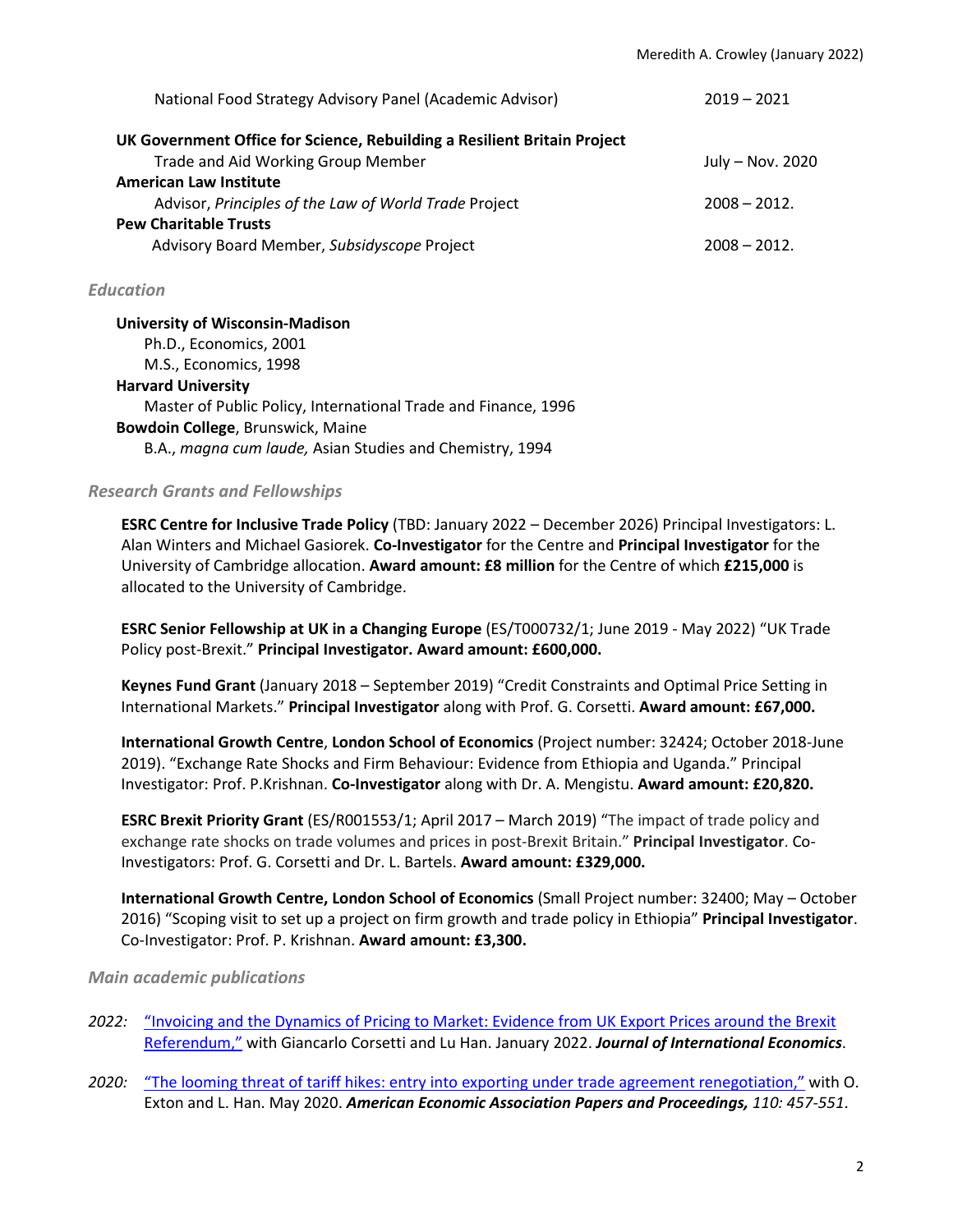National Food Strategy Advisory Panel (Academic Advisor) 2019 – 2021

**UK Government Office for Science, Rebuilding a Resilient Britain Project**
Trade and Aid Working Group Member July – Nov. 2020

**American Law Institute**
Advisor, *Principles of the Law of World Trade* Project 2008 – 2012.

**Pew Charitable Trusts**
Advisory Board Member, *Subsidyscope* Project 2008 – 2012.

### *Education*

**University of Wisconsin-Madison**
Ph.D., Economics, 2001
M.S., Economics, 1998

**Harvard University**
Master of Public Policy, International Trade and Finance, 1996

**Bowdoin College**, Brunswick, Maine
B.A., *magna cum laude,* Asian Studies and Chemistry, 1994

### *Research Grants and Fellowships*

**ESRC Centre for Inclusive Trade Policy** (TBD: January 2022 – December 2026) Principal Investigators: L. Alan Winters and Michael Gasiorek. **Co-Investigator** for the Centre and **Principal Investigator** for the University of Cambridge allocation. **Award amount: £8 million** for the Centre of which **£215,000** is allocated to the University of Cambridge.

**ESRC Senior Fellowship at UK in a Changing Europe** (ES/T000732/1; June 2019 - May 2022) "UK Trade Policy post-Brexit." **Principal Investigator. Award amount: £600,000.**

**Keynes Fund Grant** (January 2018 – September 2019) "Credit Constraints and Optimal Price Setting in International Markets." **Principal Investigator** along with Prof. G. Corsetti. **Award amount: £67,000.**

**International Growth Centre**, **London School of Economics** (Project number: 32424; October 2018-June 2019). "Exchange Rate Shocks and Firm Behaviour: Evidence from Ethiopia and Uganda." Principal Investigator: Prof. P.Krishnan. **Co-Investigator** along with Dr. A. Mengistu. **Award amount: £20,820.**

**ESRC Brexit Priority Grant** (ES/R001553/1; April 2017 – March 2019) "The impact of trade policy and exchange rate shocks on trade volumes and prices in post-Brexit Britain." **Principal Investigator**. Co-Investigators: Prof. G. Corsetti and Dr. L. Bartels. **Award amount: £329,000.**

**International Growth Centre, London School of Economics** (Small Project number: 32400; May – October 2016) "Scoping visit to set up a project on firm growth and trade policy in Ethiopia" **Principal Investigator**. Co-Investigator: Prof. P. Krishnan. **Award amount: £3,300.**

### *Main academic publications*

*2022:* "Invoicing and the Dynamics of Pricing to Market: Evidence from UK Export Prices around the Brexit Referendum," with Giancarlo Corsetti and Lu Han. January 2022. ***Journal of International Economics***.

*2020:* "The looming threat of tariff hikes: entry into exporting under trade agreement renegotiation," with O. Exton and L. Han. May 2020. ***American Economic Association Papers and Proceedings,*** *110: 457-551*.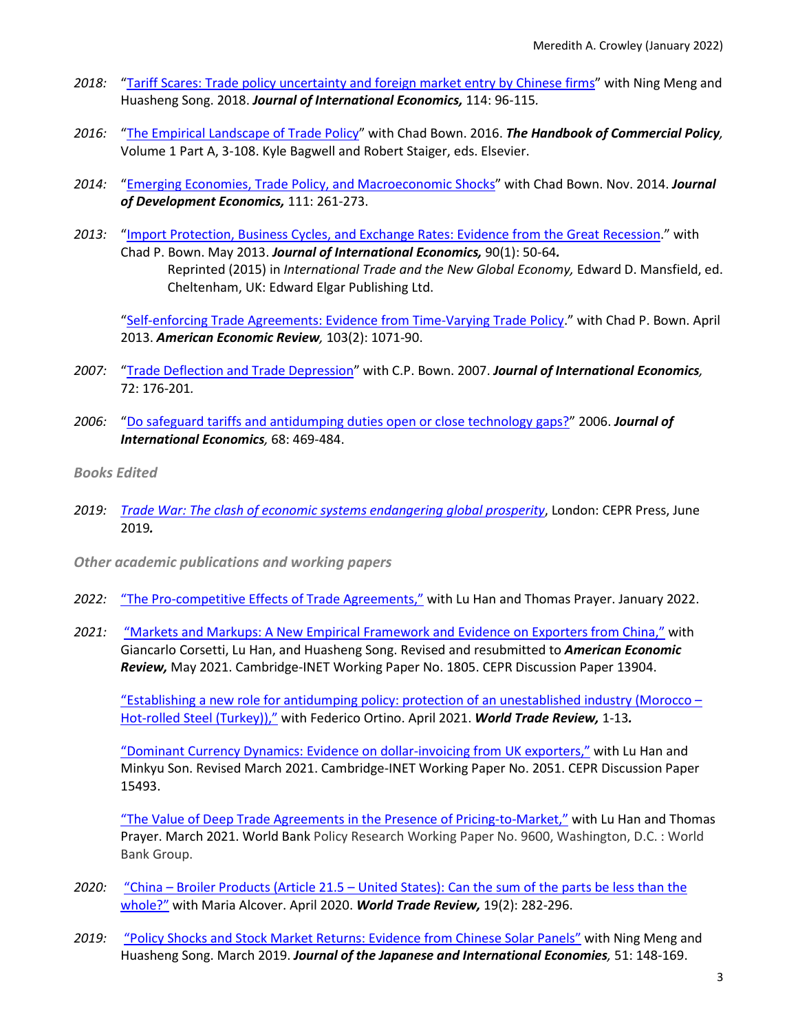*2018:* "[Tariff Scares: Trade policy uncertainty and foreign market entry by Chinese firms]" with Ning Meng and Huasheng Song. 2018. ***Journal of International Economics,*** 114: 96-115.

*2016:* "[The Empirical Landscape of Trade Policy]" with Chad Bown. 2016. ***The Handbook of Commercial Policy**,* Volume 1 Part A, 3-108. Kyle Bagwell and Robert Staiger, eds. Elsevier.

*2014:* "[Emerging Economies, Trade Policy, and Macroeconomic Shocks]" with Chad Bown. Nov. 2014. ***Journal of Development Economics,*** 111: 261-273.

*2013:* "[Import Protection, Business Cycles, and Exchange Rates: Evidence from the Great Recession]." with Chad P. Bown. May 2013. ***Journal of International Economics,*** 90(1): 50-64***.***
Reprinted (2015) in *International Trade and the New Global Economy,* Edward D. Mansfield, ed. Cheltenham, UK: Edward Elgar Publishing Ltd.

"[Self-enforcing Trade Agreements: Evidence from Time-Varying Trade Policy]." with Chad P. Bown. April 2013. ***American Economic Review,*** 103(2): 1071-90.

*2007:* "[Trade Deflection and Trade Depression]" with C.P. Bown. 2007. ***Journal of International Economics**,* 72: 176-201*.*

*2006:* "[Do safeguard tariffs and antidumping duties open or close technology gaps?]" 2006. ***Journal of International Economics**,* 68: 469-484.

*Books Edited*

*2019:* *[Trade War: The clash of economic systems endangering global prosperity]*, London: CEPR Press, June 2019***.***

*Other academic publications and working papers*

*2022:* ["The Pro-competitive Effects of Trade Agreements,"] with Lu Han and Thomas Prayer. January 2022.

*2021:* ["Markets and Markups: A New Empirical Framework and Evidence on Exporters from China,"] with Giancarlo Corsetti, Lu Han, and Huasheng Song. Revised and resubmitted to ***American Economic Review,*** May 2021. Cambridge-INET Working Paper No. 1805. CEPR Discussion Paper 13904.

["Establishing a new role for antidumping policy: protection of an unestablished industry (Morocco – Hot-rolled Steel (Turkey)),"] with Federico Ortino. April 2021. ***World Trade Review,*** 1-13***.***

["Dominant Currency Dynamics: Evidence on dollar-invoicing from UK exporters,"] with Lu Han and Minkyu Son. Revised March 2021. Cambridge-INET Working Paper No. 2051. CEPR Discussion Paper 15493.

["The Value of Deep Trade Agreements in the Presence of Pricing-to-Market,"] with Lu Han and Thomas Prayer. March 2021. World Bank Policy Research Working Paper No. 9600, Washington, D.C. : World Bank Group.

*2020:* ["China – Broiler Products (Article 21.5 – United States): Can the sum of the parts be less than the whole?"] with Maria Alcover. April 2020. ***World Trade Review,*** 19(2): 282-296.

*2019:* ["Policy Shocks and Stock Market Returns: Evidence from Chinese Solar Panels"] with Ning Meng and Huasheng Song. March 2019. ***Journal of the Japanese and International Economies,*** 51: 148-169.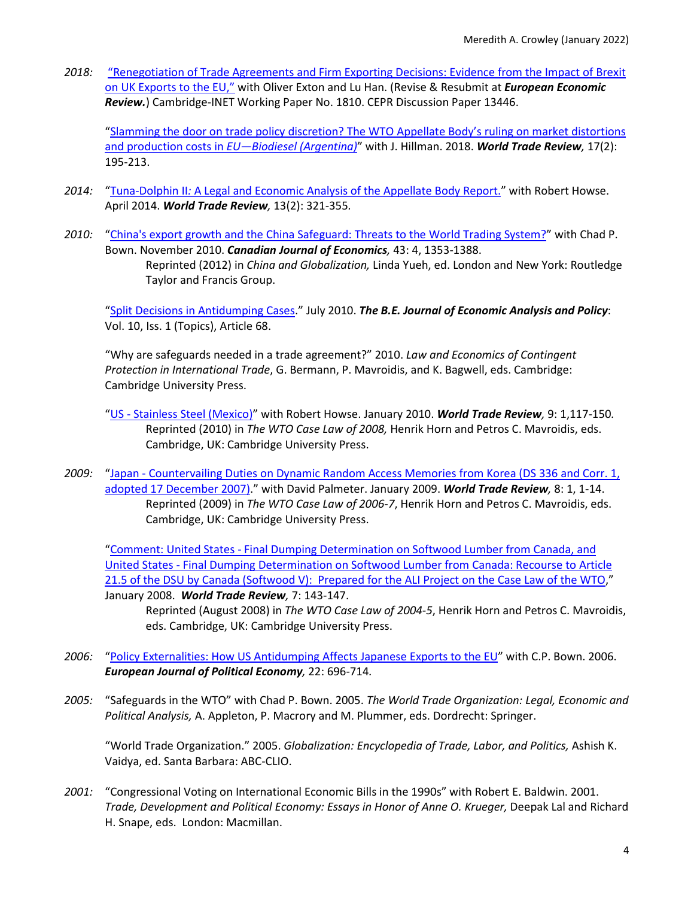*2018:* "Renegotiation of Trade Agreements and Firm Exporting Decisions: Evidence from the Impact of Brexit on UK Exports to the EU," with Oliver Exton and Lu Han. (Revise & Resubmit at ***European Economic Review.***) Cambridge-INET Working Paper No. 1810. CEPR Discussion Paper 13446.

"Slamming the door on trade policy discretion? The WTO Appellate Body's ruling on market distortions and production costs in *EU—Biodiesel (Argentina)*" with J. Hillman. 2018. ***World Trade Review,*** 17(2): 195-213.

*2014:* "Tuna-Dolphin II*:* A Legal and Economic Analysis of the Appellate Body Report." with Robert Howse. April 2014. ***World Trade Review,*** 13(2): 321-355.

*2010:* "China's export growth and the China Safeguard: Threats to the World Trading System?" with Chad P. Bown. November 2010. ***Canadian Journal of Economics,*** 43: 4, 1353-1388.
Reprinted (2012) in *China and Globalization,* Linda Yueh, ed. London and New York: Routledge Taylor and Francis Group.

"Split Decisions in Antidumping Cases." July 2010. ***The B.E. Journal of Economic Analysis and Policy***: Vol. 10, Iss. 1 (Topics), Article 68.

"Why are safeguards needed in a trade agreement?" 2010. *Law and Economics of Contingent Protection in International Trade*, G. Bermann, P. Mavroidis, and K. Bagwell, eds. Cambridge: Cambridge University Press.

"US - Stainless Steel (Mexico)" with Robert Howse. January 2010. ***World Trade Review,*** 9: 1,117-150*.*
Reprinted (2010) in *The WTO Case Law of 2008,* Henrik Horn and Petros C. Mavroidis, eds. Cambridge, UK: Cambridge University Press.

*2009:* "Japan - Countervailing Duties on Dynamic Random Access Memories from Korea (DS 336 and Corr. 1, adopted 17 December 2007)." with David Palmeter. January 2009. ***World Trade Review,*** 8: 1, 1-14.
Reprinted (2009) in *The WTO Case Law of 2006-7*, Henrik Horn and Petros C. Mavroidis, eds. Cambridge, UK: Cambridge University Press.

"Comment: United States - Final Dumping Determination on Softwood Lumber from Canada, and United States - Final Dumping Determination on Softwood Lumber from Canada: Recourse to Article 21.5 of the DSU by Canada (Softwood V): Prepared for the ALI Project on the Case Law of the WTO," January 2008. ***World Trade Review,*** 7: 143-147.
Reprinted (August 2008) in *The WTO Case Law of 2004-5*, Henrik Horn and Petros C. Mavroidis, eds. Cambridge, UK: Cambridge University Press.

*2006:* "Policy Externalities: How US Antidumping Affects Japanese Exports to the EU" with C.P. Bown. 2006. ***European Journal of Political Economy,*** 22: 696-714*.*

*2005:* "Safeguards in the WTO" with Chad P. Bown. 2005. *The World Trade Organization: Legal, Economic and Political Analysis,* A. Appleton, P. Macrory and M. Plummer, eds. Dordrecht: Springer.

"World Trade Organization." 2005. *Globalization: Encyclopedia of Trade, Labor, and Politics,* Ashish K. Vaidya, ed. Santa Barbara: ABC-CLIO.

*2001:* "Congressional Voting on International Economic Bills in the 1990s" with Robert E. Baldwin. 2001. *Trade, Development and Political Economy: Essays in Honor of Anne O. Krueger,* Deepak Lal and Richard H. Snape, eds. London: Macmillan.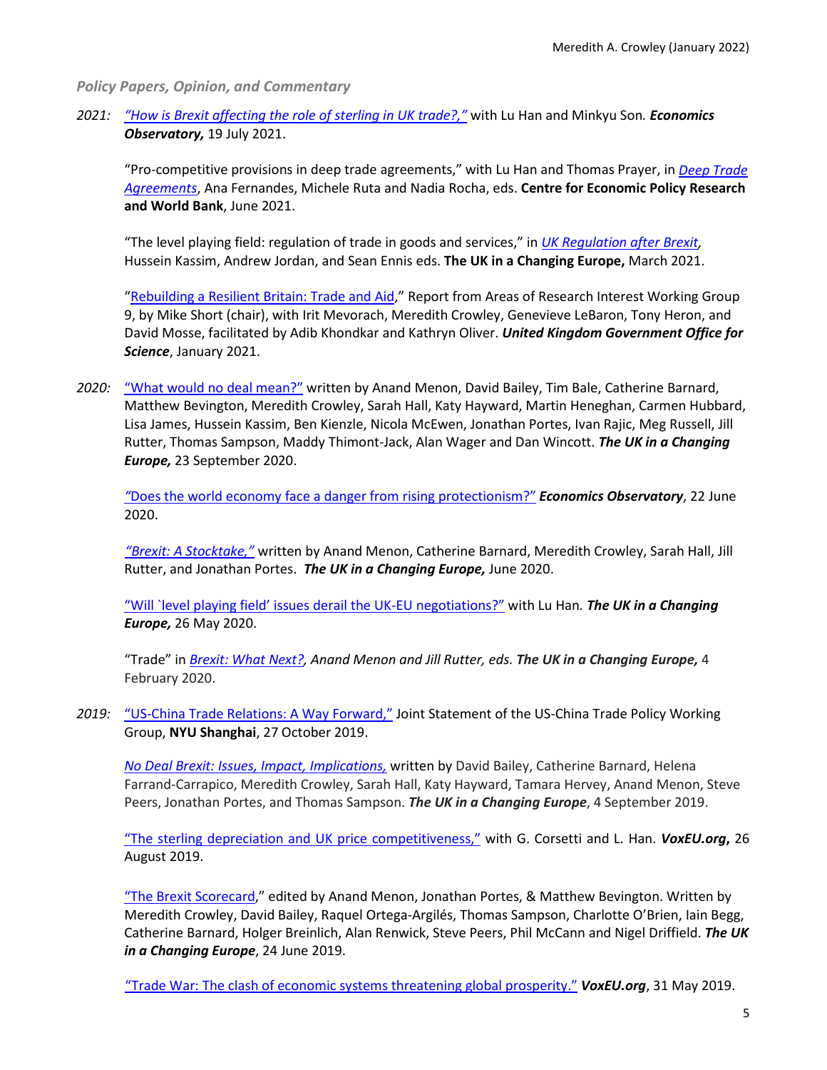### *Policy Papers, Opinion, and Commentary*

2021: *"How is Brexit affecting the role of sterling in UK trade?,"* with Lu Han and Minkyu Son. ***Economics Observatory,*** 19 July 2021.

"Pro-competitive provisions in deep trade agreements," with Lu Han and Thomas Prayer, in *Deep Trade Agreements*, Ana Fernandes, Michele Ruta and Nadia Rocha, eds. **Centre for Economic Policy Research and World Bank**, June 2021.

"The level playing field: regulation of trade in goods and services," in *UK Regulation after Brexit,* Hussein Kassim, Andrew Jordan, and Sean Ennis eds. **The UK in a Changing Europe,** March 2021.

"Rebuilding a Resilient Britain: Trade and Aid," Report from Areas of Research Interest Working Group 9, by Mike Short (chair), with Irit Mevorach, Meredith Crowley, Genevieve LeBaron, Tony Heron, and David Mosse, facilitated by Adib Khondkar and Kathryn Oliver. ***United Kingdom Government Office for Science***, January 2021.

2020: "What would no deal mean?" written by Anand Menon, David Bailey, Tim Bale, Catherine Barnard, Matthew Bevington, Meredith Crowley, Sarah Hall, Katy Hayward, Martin Heneghan, Carmen Hubbard, Lisa James, Hussein Kassim, Ben Kienzle, Nicola McEwen, Jonathan Portes, Ivan Rajic, Meg Russell, Jill Rutter, Thomas Sampson, Maddy Thimont-Jack, Alan Wager and Dan Wincott. ***The UK in a Changing Europe,*** 23 September 2020.

"Does the world economy face a danger from rising protectionism?" ***Economics Observatory***, 22 June 2020.

*"Brexit: A Stocktake,"* written by Anand Menon, Catherine Barnard, Meredith Crowley, Sarah Hall, Jill Rutter, and Jonathan Portes. ***The UK in a Changing Europe,*** June 2020.

"Will `level playing field' issues derail the UK-EU negotiations?" with Lu Han. ***The UK in a Changing Europe,*** 26 May 2020.

"Trade" in *Brexit: What Next?, Anand Menon and Jill Rutter, eds.* ***The UK in a Changing Europe,*** 4 February 2020.

2019: "US-China Trade Relations: A Way Forward," Joint Statement of the US-China Trade Policy Working Group, **NYU Shanghai**, 27 October 2019.

*No Deal Brexit: Issues, Impact, Implications,* written by David Bailey, Catherine Barnard, Helena Farrand-Carrapico, Meredith Crowley, Sarah Hall, Katy Hayward, Tamara Hervey, Anand Menon, Steve Peers, Jonathan Portes, and Thomas Sampson. ***The UK in a Changing Europe***, 4 September 2019.

"The sterling depreciation and UK price competitiveness," with G. Corsetti and L. Han. ***VoxEU.org,*** 26 August 2019.

"The Brexit Scorecard," edited by Anand Menon, Jonathan Portes, & Matthew Bevington. Written by Meredith Crowley, David Bailey, Raquel Ortega-Argilés, Thomas Sampson, Charlotte O'Brien, Iain Begg, Catherine Barnard, Holger Breinlich, Alan Renwick, Steve Peers, Phil McCann and Nigel Driffield. ***The UK in a Changing Europe***, 24 June 2019.

"Trade War: The clash of economic systems threatening global prosperity." ***VoxEU.org***, 31 May 2019.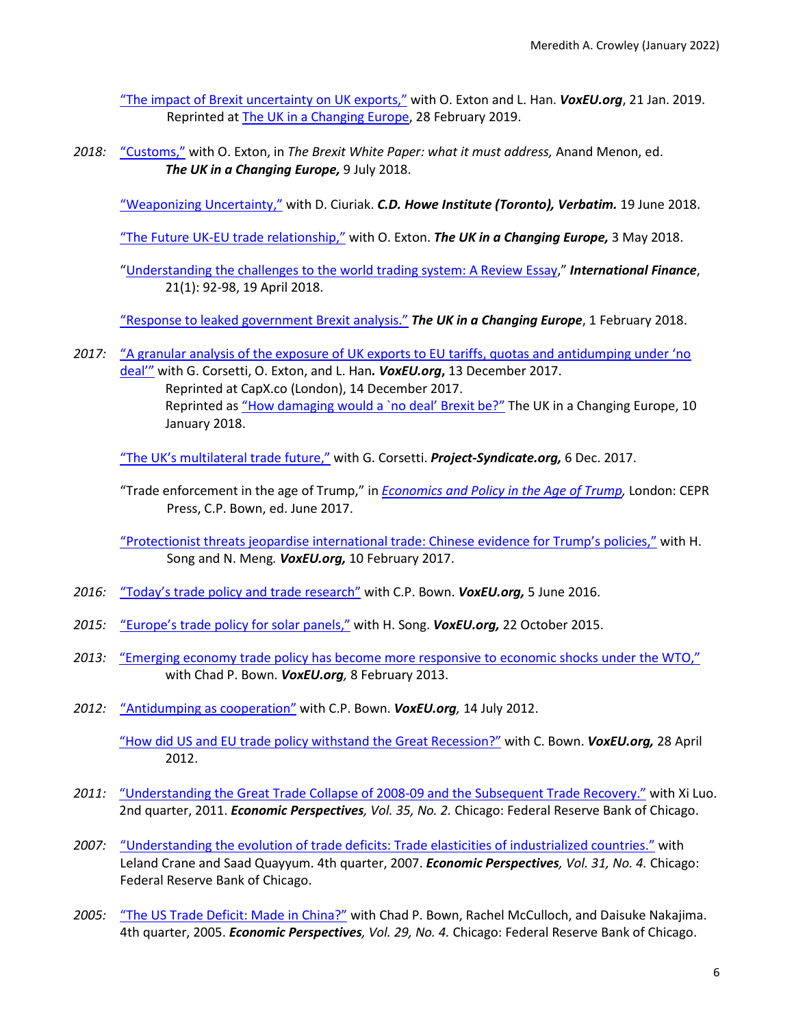"The impact of Brexit uncertainty on UK exports," with O. Exton and L. Han. ***VoxEU.org***, 21 Jan. 2019. Reprinted at The UK in a Changing Europe, 28 February 2019.

*2018:* "Customs," with O. Exton, in *The Brexit White Paper: what it must address,* Anand Menon, ed. ***The UK in a Changing Europe,*** 9 July 2018.

"Weaponizing Uncertainty," with D. Ciuriak. ***C.D. Howe Institute (Toronto), Verbatim.*** 19 June 2018.

"The Future UK-EU trade relationship," with O. Exton. ***The UK in a Changing Europe,*** 3 May 2018.

"Understanding the challenges to the world trading system: A Review Essay," ***International Finance***, 21(1): 92-98, 19 April 2018.

"Response to leaked government Brexit analysis." ***The UK in a Changing Europe***, 1 February 2018.

*2017:* "A granular analysis of the exposure of UK exports to EU tariffs, quotas and antidumping under 'no deal'" with G. Corsetti, O. Exton, and L. Han***. VoxEU.org,*** 13 December 2017.
Reprinted at CapX.co (London), 14 December 2017.
Reprinted as "How damaging would a `no deal' Brexit be?" The UK in a Changing Europe, 10 January 2018.

"The UK's multilateral trade future," with G. Corsetti. ***Project-Syndicate.org,*** 6 Dec. 2017.

"Trade enforcement in the age of Trump," in *Economics and Policy in the Age of Trump,* London: CEPR Press, C.P. Bown, ed. June 2017.

"Protectionist threats jeopardise international trade: Chinese evidence for Trump's policies," with H. Song and N. Meng. ***VoxEU.org,*** 10 February 2017.

*2016:* "Today's trade policy and trade research" with C.P. Bown. ***VoxEU.org,*** 5 June 2016.

*2015:* "Europe's trade policy for solar panels," with H. Song. ***VoxEU.org,*** 22 October 2015.

*2013:* "Emerging economy trade policy has become more responsive to economic shocks under the WTO," with Chad P. Bown. ***VoxEU.org****,* 8 February 2013.

*2012:* "Antidumping as cooperation" with C.P. Bown. ***VoxEU.org****,* 14 July 2012.

"How did US and EU trade policy withstand the Great Recession?" with C. Bown. ***VoxEU.org,*** 28 April 2012.

*2011:* "Understanding the Great Trade Collapse of 2008-09 and the Subsequent Trade Recovery." with Xi Luo. 2nd quarter, 2011. ***Economic Perspectives****, Vol. 35, No. 2.* Chicago: Federal Reserve Bank of Chicago.

*2007:* "Understanding the evolution of trade deficits: Trade elasticities of industrialized countries." with Leland Crane and Saad Quayyum. 4th quarter, 2007. ***Economic Perspectives****, Vol. 31, No. 4.* Chicago: Federal Reserve Bank of Chicago.

*2005:* "The US Trade Deficit: Made in China?" with Chad P. Bown, Rachel McCulloch, and Daisuke Nakajima. 4th quarter, 2005. ***Economic Perspectives****, Vol. 29, No. 4.* Chicago: Federal Reserve Bank of Chicago.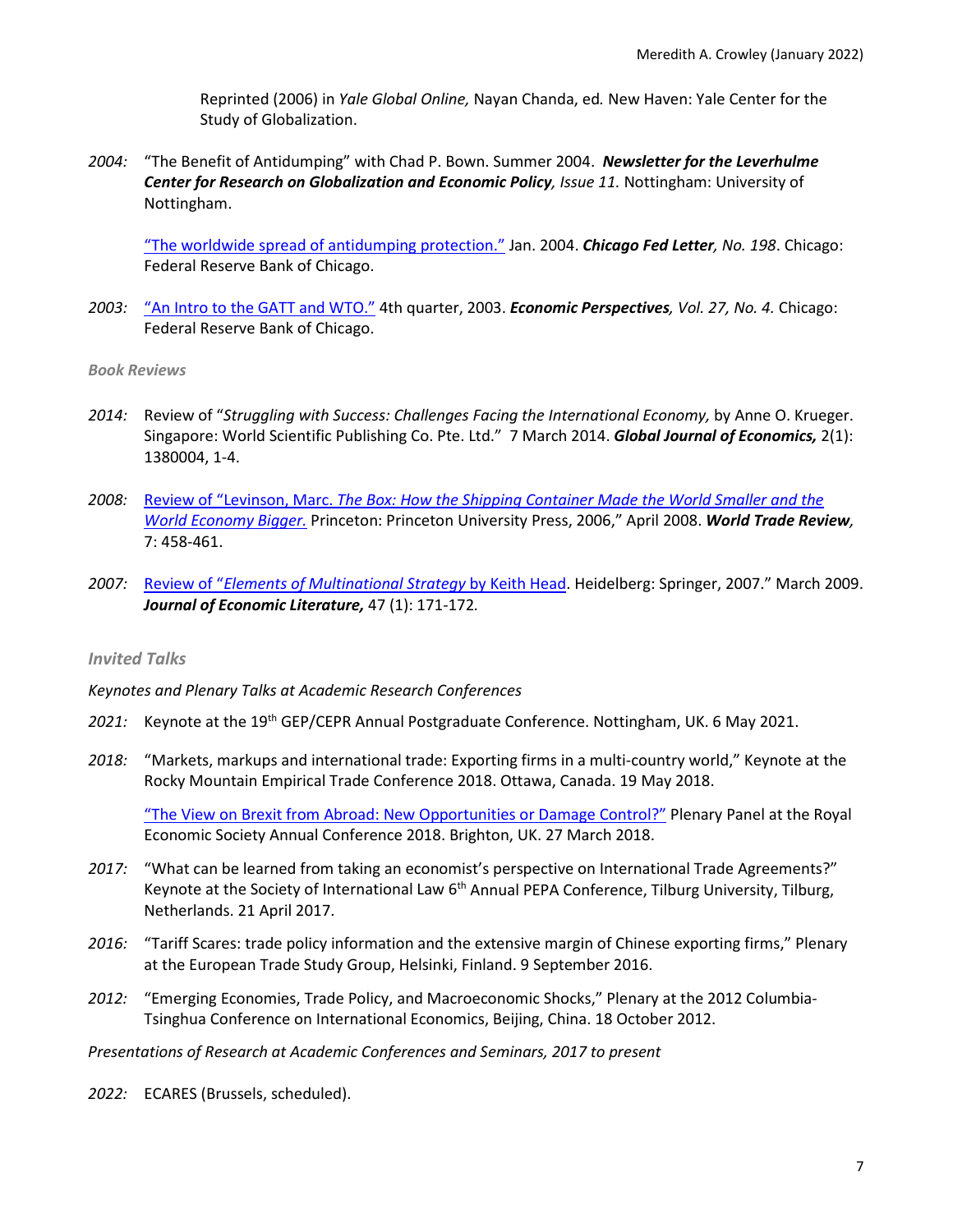Reprinted (2006) in *Yale Global Online,* Nayan Chanda, ed*.* New Haven: Yale Center for the Study of Globalization.

*2004:* "The Benefit of Antidumping" with Chad P. Bown. Summer 2004. ***Newsletter for the Leverhulme Center for Research on Globalization and Economic Policy****, Issue 11.* Nottingham: University of Nottingham.

"The worldwide spread of antidumping protection." Jan. 2004. ***Chicago Fed Letter****, No. 198*. Chicago: Federal Reserve Bank of Chicago.

*2003:* "An Intro to the GATT and WTO." 4th quarter, 2003. ***Economic Perspectives****, Vol. 27, No. 4.* Chicago: Federal Reserve Bank of Chicago.

*Book Reviews*

*2014:* Review of "*Struggling with Success: Challenges Facing the International Economy,* by Anne O. Krueger. Singapore: World Scientific Publishing Co. Pte. Ltd." 7 March 2014. ***Global Journal of Economics,*** 2(1): 1380004, 1-4.

*2008:* Review of "Levinson, Marc. *The Box: How the Shipping Container Made the World Smaller and the World Economy Bigger.* Princeton: Princeton University Press, 2006," April 2008. ***World Trade Review****,* 7: 458-461.

*2007:* Review of "*Elements of Multinational Strategy* by Keith Head. Heidelberg: Springer, 2007." March 2009. ***Journal of Economic Literature,*** 47 (1): 171-172*.*

*Invited Talks*

*Keynotes and Plenary Talks at Academic Research Conferences*

*2021:* Keynote at the 19th GEP/CEPR Annual Postgraduate Conference. Nottingham, UK. 6 May 2021.

*2018:* "Markets, markups and international trade: Exporting firms in a multi-country world," Keynote at the Rocky Mountain Empirical Trade Conference 2018. Ottawa, Canada. 19 May 2018.

"The View on Brexit from Abroad: New Opportunities or Damage Control?" Plenary Panel at the Royal Economic Society Annual Conference 2018. Brighton, UK. 27 March 2018.

*2017:* "What can be learned from taking an economist's perspective on International Trade Agreements?" Keynote at the Society of International Law 6th Annual PEPA Conference, Tilburg University, Tilburg, Netherlands. 21 April 2017.

*2016:* "Tariff Scares: trade policy information and the extensive margin of Chinese exporting firms," Plenary at the European Trade Study Group, Helsinki, Finland. 9 September 2016.

*2012:* "Emerging Economies, Trade Policy, and Macroeconomic Shocks," Plenary at the 2012 Columbia-Tsinghua Conference on International Economics, Beijing, China. 18 October 2012.

*Presentations of Research at Academic Conferences and Seminars, 2017 to present*

*2022:* ECARES (Brussels, scheduled).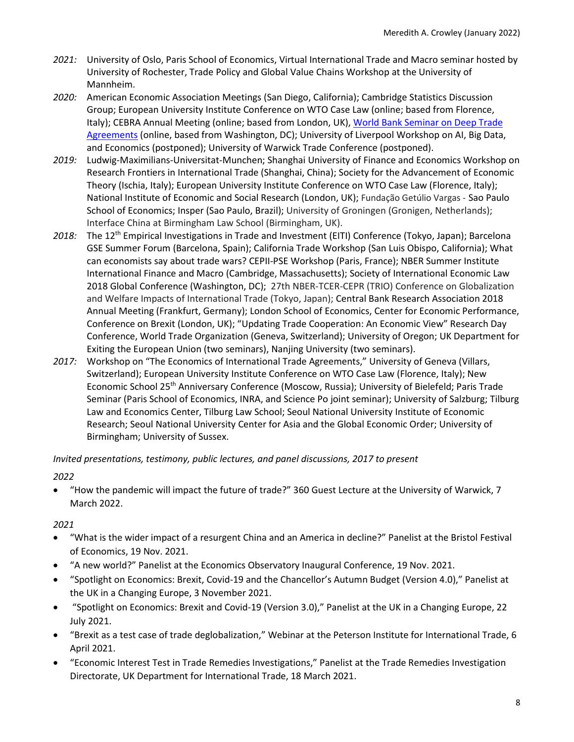- *2021:* University of Oslo, Paris School of Economics, Virtual International Trade and Macro seminar hosted by University of Rochester, Trade Policy and Global Value Chains Workshop at the University of Mannheim.
- *2020:* American Economic Association Meetings (San Diego, California); Cambridge Statistics Discussion Group; European University Institute Conference on WTO Case Law (online; based from Florence, Italy); CEBRA Annual Meeting (online; based from London, UK), World Bank Seminar on Deep Trade Agreements (online, based from Washington, DC); University of Liverpool Workshop on AI, Big Data, and Economics (postponed); University of Warwick Trade Conference (postponed).
- *2019:* Ludwig-Maximilians-Universitat-Munchen; Shanghai University of Finance and Economics Workshop on Research Frontiers in International Trade (Shanghai, China); Society for the Advancement of Economic Theory (Ischia, Italy); European University Institute Conference on WTO Case Law (Florence, Italy); National Institute of Economic and Social Research (London, UK); Fundação Getúlio Vargas - Sao Paulo School of Economics; Insper (Sao Paulo, Brazil); University of Groningen (Gronigen, Netherlands); Interface China at Birmingham Law School (Birmingham, UK).
- *2018:* The 12th Empirical Investigations in Trade and Investment (EITI) Conference (Tokyo, Japan); Barcelona GSE Summer Forum (Barcelona, Spain); California Trade Workshop (San Luis Obispo, California); What can economists say about trade wars? CEPII-PSE Workshop (Paris, France); NBER Summer Institute International Finance and Macro (Cambridge, Massachusetts); Society of International Economic Law 2018 Global Conference (Washington, DC); 27th NBER-TCER-CEPR (TRIO) Conference on Globalization and Welfare Impacts of International Trade (Tokyo, Japan); Central Bank Research Association 2018 Annual Meeting (Frankfurt, Germany); London School of Economics, Center for Economic Performance, Conference on Brexit (London, UK); "Updating Trade Cooperation: An Economic View" Research Day Conference, World Trade Organization (Geneva, Switzerland); University of Oregon; UK Department for Exiting the European Union (two seminars), Nanjing University (two seminars).
- *2017:* Workshop on "The Economics of International Trade Agreements," University of Geneva (Villars, Switzerland); European University Institute Conference on WTO Case Law (Florence, Italy); New Economic School 25th Anniversary Conference (Moscow, Russia); University of Bielefeld; Paris Trade Seminar (Paris School of Economics, INRA, and Science Po joint seminar); University of Salzburg; Tilburg Law and Economics Center, Tilburg Law School; Seoul National University Institute of Economic Research; Seoul National University Center for Asia and the Global Economic Order; University of Birmingham; University of Sussex.

*Invited presentations, testimony, public lectures, and panel discussions, 2017 to present*

*2022*

- "How the pandemic will impact the future of trade?" 360 Guest Lecture at the University of Warwick, 7 March 2022.

*2021*

- "What is the wider impact of a resurgent China and an America in decline?" Panelist at the Bristol Festival of Economics, 19 Nov. 2021.
- "A new world?" Panelist at the Economics Observatory Inaugural Conference, 19 Nov. 2021.
- "Spotlight on Economics: Brexit, Covid-19 and the Chancellor's Autumn Budget (Version 4.0)," Panelist at the UK in a Changing Europe, 3 November 2021.
- "Spotlight on Economics: Brexit and Covid-19 (Version 3.0)," Panelist at the UK in a Changing Europe, 22 July 2021.
- "Brexit as a test case of trade deglobalization," Webinar at the Peterson Institute for International Trade, 6 April 2021.
- "Economic Interest Test in Trade Remedies Investigations," Panelist at the Trade Remedies Investigation Directorate, UK Department for International Trade, 18 March 2021.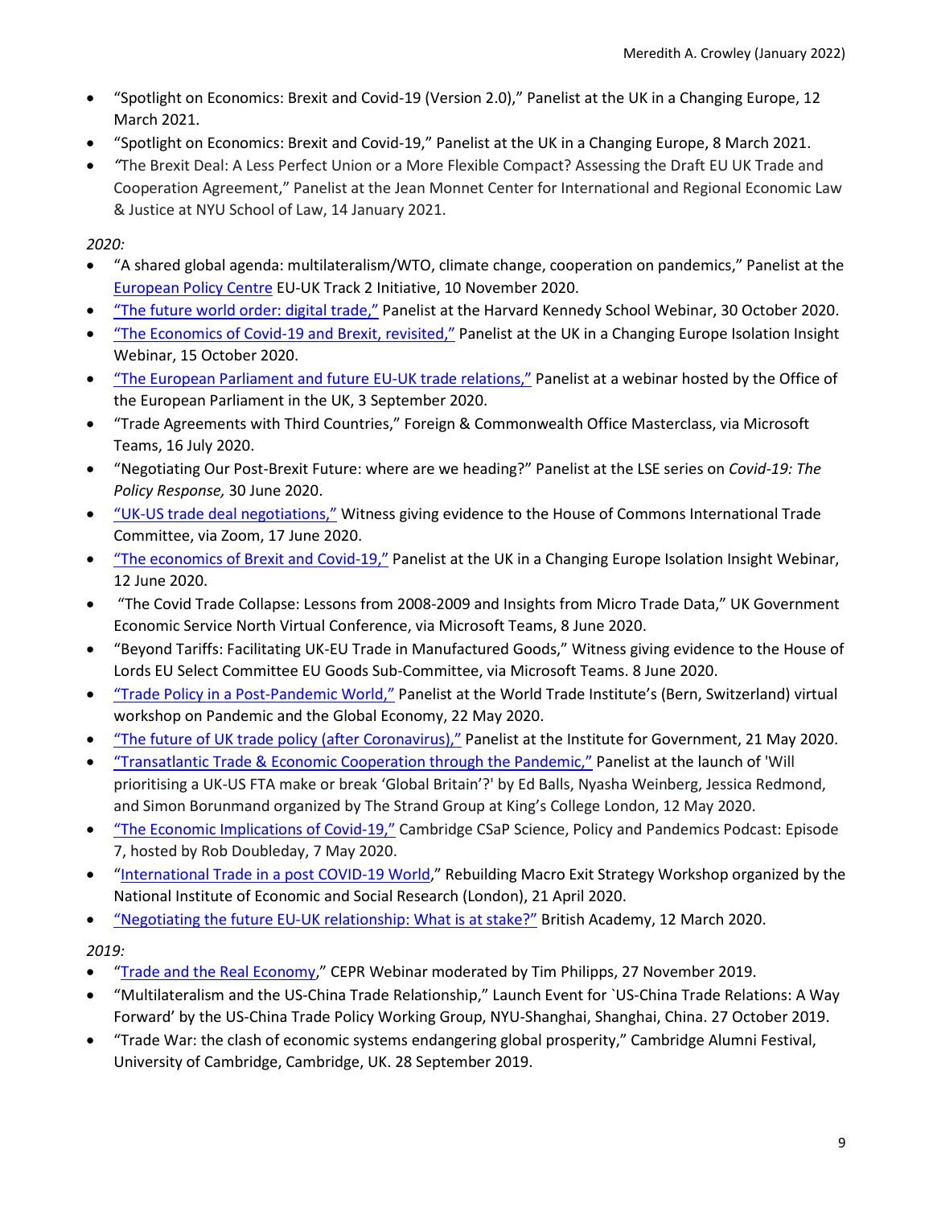- "Spotlight on Economics: Brexit and Covid-19 (Version 2.0)," Panelist at the UK in a Changing Europe, 12 March 2021.
- "Spotlight on Economics: Brexit and Covid-19," Panelist at the UK in a Changing Europe, 8 March 2021.
- "The Brexit Deal: A Less Perfect Union or a More Flexible Compact? Assessing the Draft EU UK Trade and Cooperation Agreement," Panelist at the Jean Monnet Center for International and Regional Economic Law & Justice at NYU School of Law, 14 January 2021.

*2020:*

- "A shared global agenda: multilateralism/WTO, climate change, cooperation on pandemics," Panelist at the European Policy Centre EU-UK Track 2 Initiative, 10 November 2020.
- "The future world order: digital trade," Panelist at the Harvard Kennedy School Webinar, 30 October 2020.
- "The Economics of Covid-19 and Brexit, revisited," Panelist at the UK in a Changing Europe Isolation Insight Webinar, 15 October 2020.
- "The European Parliament and future EU-UK trade relations," Panelist at a webinar hosted by the Office of the European Parliament in the UK, 3 September 2020.
- "Trade Agreements with Third Countries," Foreign & Commonwealth Office Masterclass, via Microsoft Teams, 16 July 2020.
- "Negotiating Our Post-Brexit Future: where are we heading?" Panelist at the LSE series on *Covid-19: The Policy Response,* 30 June 2020.
- "UK-US trade deal negotiations," Witness giving evidence to the House of Commons International Trade Committee, via Zoom, 17 June 2020.
- "The economics of Brexit and Covid-19," Panelist at the UK in a Changing Europe Isolation Insight Webinar, 12 June 2020.
- "The Covid Trade Collapse: Lessons from 2008-2009 and Insights from Micro Trade Data," UK Government Economic Service North Virtual Conference, via Microsoft Teams, 8 June 2020.
- "Beyond Tariffs: Facilitating UK-EU Trade in Manufactured Goods," Witness giving evidence to the House of Lords EU Select Committee EU Goods Sub-Committee, via Microsoft Teams. 8 June 2020.
- "Trade Policy in a Post-Pandemic World," Panelist at the World Trade Institute's (Bern, Switzerland) virtual workshop on Pandemic and the Global Economy, 22 May 2020.
- "The future of UK trade policy (after Coronavirus)," Panelist at the Institute for Government, 21 May 2020.
- "Transatlantic Trade & Economic Cooperation through the Pandemic," Panelist at the launch of 'Will prioritising a UK-US FTA make or break 'Global Britain'?' by Ed Balls, Nyasha Weinberg, Jessica Redmond, and Simon Borunmand organized by The Strand Group at King's College London, 12 May 2020.
- "The Economic Implications of Covid-19," Cambridge CSaP Science, Policy and Pandemics Podcast: Episode 7, hosted by Rob Doubleday, 7 May 2020.
- "International Trade in a post COVID-19 World," Rebuilding Macro Exit Strategy Workshop organized by the National Institute of Economic and Social Research (London), 21 April 2020.
- "Negotiating the future EU-UK relationship: What is at stake?" British Academy, 12 March 2020.

*2019:*

- "Trade and the Real Economy," CEPR Webinar moderated by Tim Philipps, 27 November 2019.
- "Multilateralism and the US-China Trade Relationship," Launch Event for `US-China Trade Relations: A Way Forward' by the US-China Trade Policy Working Group, NYU-Shanghai, Shanghai, China. 27 October 2019.
- "Trade War: the clash of economic systems endangering global prosperity," Cambridge Alumni Festival, University of Cambridge, Cambridge, UK. 28 September 2019.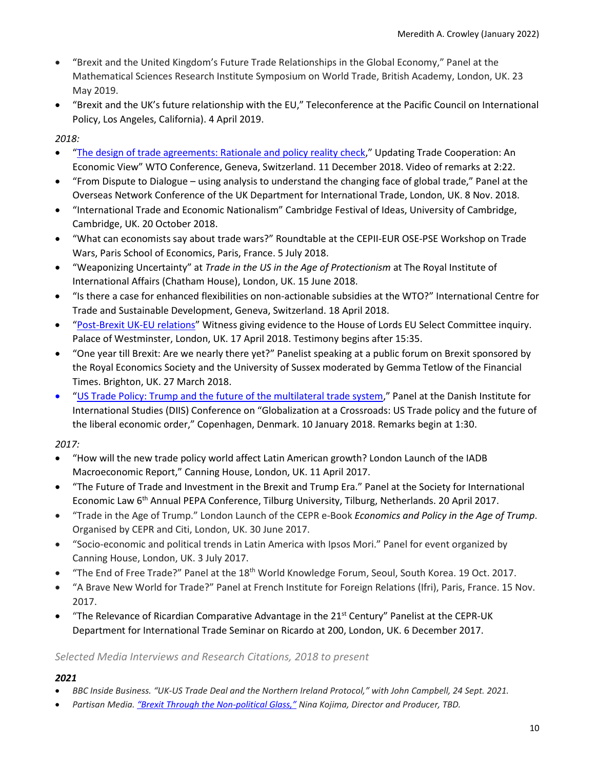- "Brexit and the United Kingdom's Future Trade Relationships in the Global Economy," Panel at the Mathematical Sciences Research Institute Symposium on World Trade, British Academy, London, UK. 23 May 2019.
- "Brexit and the UK's future relationship with the EU," Teleconference at the Pacific Council on International Policy, Los Angeles, California). 4 April 2019.

*2018:*

- "The design of trade agreements: Rationale and policy reality check," Updating Trade Cooperation: An Economic View" WTO Conference, Geneva, Switzerland. 11 December 2018. Video of remarks at 2:22.
- "From Dispute to Dialogue – using analysis to understand the changing face of global trade," Panel at the Overseas Network Conference of the UK Department for International Trade, London, UK. 8 Nov. 2018.
- "International Trade and Economic Nationalism" Cambridge Festival of Ideas, University of Cambridge, Cambridge, UK. 20 October 2018.
- "What can economists say about trade wars?" Roundtable at the CEPII-EUR OSE-PSE Workshop on Trade Wars, Paris School of Economics, Paris, France. 5 July 2018.
- "Weaponizing Uncertainty" at *Trade in the US in the Age of Protectionism* at The Royal Institute of International Affairs (Chatham House), London, UK. 15 June 2018.
- "Is there a case for enhanced flexibilities on non-actionable subsidies at the WTO?" International Centre for Trade and Sustainable Development, Geneva, Switzerland. 18 April 2018.
- "Post-Brexit UK-EU relations" Witness giving evidence to the House of Lords EU Select Committee inquiry. Palace of Westminster, London, UK. 17 April 2018. Testimony begins after 15:35.
- "One year till Brexit: Are we nearly there yet?" Panelist speaking at a public forum on Brexit sponsored by the Royal Economics Society and the University of Sussex moderated by Gemma Tetlow of the Financial Times. Brighton, UK. 27 March 2018.
- "US Trade Policy: Trump and the future of the multilateral trade system," Panel at the Danish Institute for International Studies (DIIS) Conference on "Globalization at a Crossroads: US Trade policy and the future of the liberal economic order," Copenhagen, Denmark. 10 January 2018. Remarks begin at 1:30.

*2017:*

- "How will the new trade policy world affect Latin American growth? London Launch of the IADB Macroeconomic Report," Canning House, London, UK. 11 April 2017.
- "The Future of Trade and Investment in the Brexit and Trump Era." Panel at the Society for International Economic Law 6th Annual PEPA Conference, Tilburg University, Tilburg, Netherlands. 20 April 2017.
- "Trade in the Age of Trump." London Launch of the CEPR e-Book *Economics and Policy in the Age of Trump*. Organised by CEPR and Citi, London, UK. 30 June 2017.
- "Socio-economic and political trends in Latin America with Ipsos Mori." Panel for event organized by Canning House, London, UK. 3 July 2017.
- "The End of Free Trade?" Panel at the 18th World Knowledge Forum, Seoul, South Korea. 19 Oct. 2017.
- "A Brave New World for Trade?" Panel at French Institute for Foreign Relations (Ifri), Paris, France. 15 Nov. 2017.
- "The Relevance of Ricardian Comparative Advantage in the 21st Century" Panelist at the CEPR-UK Department for International Trade Seminar on Ricardo at 200, London, UK. 6 December 2017.

*Selected Media Interviews and Research Citations, 2018 to present*

***2021***

- *BBC Inside Business. "UK-US Trade Deal and the Northern Ireland Protocol," with John Campbell, 24 Sept. 2021.*
- *Partisan Media. "Brexit Through the Non-political Glass," Nina Kojima, Director and Producer, TBD.*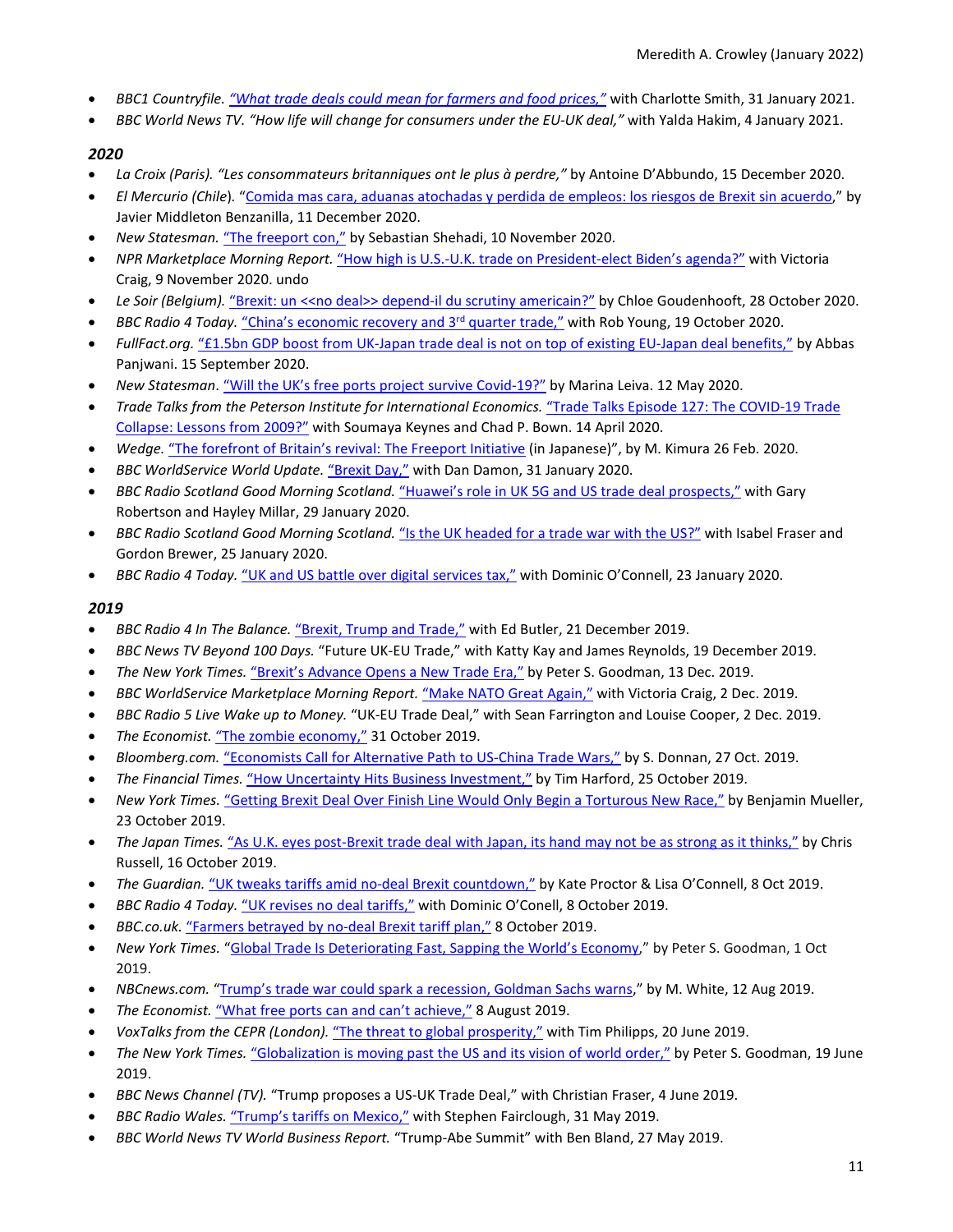- *BBC1 Countryfile.* "What trade deals could mean for farmers and food prices," with Charlotte Smith, 31 January 2021.
- *BBC World News TV. "How life will change for consumers under the EU-UK deal,"* with Yalda Hakim, 4 January 2021.

### *2020*

- *La Croix (Paris). "Les consommateurs britanniques ont le plus à perdre,"* by Antoine D'Abbundo, 15 December 2020.
- *El Mercurio (Chile).* "Comida mas cara, aduanas atochadas y perdida de empleos: los riesgos de Brexit sin acuerdo," by Javier Middleton Benzanilla, 11 December 2020.
- *New Statesman.* "The freeport con," by Sebastian Shehadi, 10 November 2020.
- *NPR Marketplace Morning Report.* "How high is U.S.-U.K. trade on President-elect Biden's agenda?" with Victoria Craig, 9 November 2020. undo
- *Le Soir (Belgium).* "Brexit: un <<no deal>> depend-il du scrutiny americain?" by Chloe Goudenhooft, 28 October 2020.
- *BBC Radio 4 Today.* "China's economic recovery and 3rd quarter trade," with Rob Young, 19 October 2020.
- *FullFact.org.* "£1.5bn GDP boost from UK-Japan trade deal is not on top of existing EU-Japan deal benefits," by Abbas Panjwani. 15 September 2020.
- *New Statesman.* "Will the UK's free ports project survive Covid-19?" by Marina Leiva. 12 May 2020.
- *Trade Talks from the Peterson Institute for International Economics.* "Trade Talks Episode 127: The COVID-19 Trade Collapse: Lessons from 2009?" with Soumaya Keynes and Chad P. Bown. 14 April 2020.
- *Wedge.* "The forefront of Britain's revival: The Freeport Initiative (in Japanese)", by M. Kimura 26 Feb. 2020.
- *BBC WorldService World Update.* "Brexit Day," with Dan Damon, 31 January 2020.
- *BBC Radio Scotland Good Morning Scotland.* "Huawei's role in UK 5G and US trade deal prospects," with Gary Robertson and Hayley Millar, 29 January 2020.
- *BBC Radio Scotland Good Morning Scotland.* "Is the UK headed for a trade war with the US?" with Isabel Fraser and Gordon Brewer, 25 January 2020.
- *BBC Radio 4 Today.* "UK and US battle over digital services tax," with Dominic O'Connell, 23 January 2020.

### *2019*

- *BBC Radio 4 In The Balance.* "Brexit, Trump and Trade," with Ed Butler, 21 December 2019.
- *BBC News TV Beyond 100 Days.* "Future UK-EU Trade," with Katty Kay and James Reynolds, 19 December 2019.
- *The New York Times.* "Brexit's Advance Opens a New Trade Era," by Peter S. Goodman, 13 Dec. 2019.
- *BBC WorldService Marketplace Morning Report.* "Make NATO Great Again," with Victoria Craig, 2 Dec. 2019.
- *BBC Radio 5 Live Wake up to Money.* "UK-EU Trade Deal," with Sean Farrington and Louise Cooper, 2 Dec. 2019.
- *The Economist.* "The zombie economy," 31 October 2019.
- *Bloomberg.com.* "Economists Call for Alternative Path to US-China Trade Wars," by S. Donnan, 27 Oct. 2019.
- *The Financial Times.* "How Uncertainty Hits Business Investment," by Tim Harford, 25 October 2019.
- *New York Times.* "Getting Brexit Deal Over Finish Line Would Only Begin a Torturous New Race," by Benjamin Mueller, 23 October 2019.
- *The Japan Times.* "As U.K. eyes post-Brexit trade deal with Japan, its hand may not be as strong as it thinks," by Chris Russell, 16 October 2019.
- *The Guardian.* "UK tweaks tariffs amid no-deal Brexit countdown," by Kate Proctor & Lisa O'Connell, 8 Oct 2019.
- *BBC Radio 4 Today.* "UK revises no deal tariffs," with Dominic O'Conell, 8 October 2019.
- *BBC.co.uk.* "Farmers betrayed by no-deal Brexit tariff plan," 8 October 2019.
- *New York Times.* "Global Trade Is Deteriorating Fast, Sapping the World's Economy," by Peter S. Goodman, 1 Oct 2019.
- *NBCnews.com.* "Trump's trade war could spark a recession, Goldman Sachs warns," by M. White, 12 Aug 2019.
- *The Economist.* "What free ports can and can't achieve," 8 August 2019.
- *VoxTalks from the CEPR (London).* "The threat to global prosperity," with Tim Philipps, 20 June 2019.
- *The New York Times.* "Globalization is moving past the US and its vision of world order," by Peter S. Goodman, 19 June 2019.
- *BBC News Channel (TV).* "Trump proposes a US-UK Trade Deal," with Christian Fraser, 4 June 2019.
- *BBC Radio Wales.* "Trump's tariffs on Mexico," with Stephen Fairclough, 31 May 2019.
- *BBC World News TV World Business Report.* "Trump-Abe Summit" with Ben Bland, 27 May 2019.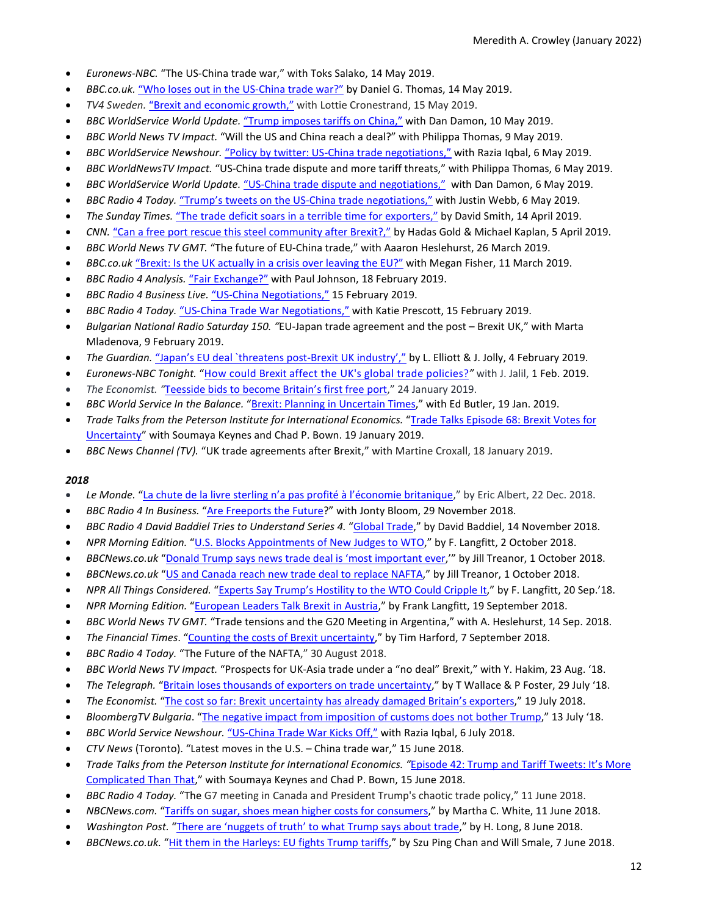- *Euronews-NBC.* "The US-China trade war," with Toks Salako, 14 May 2019.
- *BBC.co.uk.* "Who loses out in the US-China trade war?" by Daniel G. Thomas, 14 May 2019.
- *TV4 Sweden.* "Brexit and economic growth," with Lottie Cronestrand, 15 May 2019.
- *BBC WorldService World Update.* "Trump imposes tariffs on China," with Dan Damon, 10 May 2019.
- *BBC World News TV Impact.* "Will the US and China reach a deal?" with Philippa Thomas, 9 May 2019.
- *BBC WorldService Newshour.* "Policy by twitter: US-China trade negotiations," with Razia Iqbal, 6 May 2019.
- *BBC WorldNewsTV Impact.* "US-China trade dispute and more tariff threats," with Philippa Thomas, 6 May 2019.
- *BBC WorldService World Update.* "US-China trade dispute and negotiations," with Dan Damon, 6 May 2019.
- *BBC Radio 4 Today.* "Trump's tweets on the US-China trade negotiations," with Justin Webb, 6 May 2019.
- *The Sunday Times.* "The trade deficit soars in a terrible time for exporters," by David Smith, 14 April 2019.
- *CNN.* "Can a free port rescue this steel community after Brexit?," by Hadas Gold & Michael Kaplan, 5 April 2019.
- *BBC World News TV GMT.* "The future of EU-China trade," with Aaaron Heslehurst, 26 March 2019.
- *BBC.co.uk* "Brexit: Is the UK actually in a crisis over leaving the EU?" with Megan Fisher, 11 March 2019.
- *BBC Radio 4 Analysis.* "Fair Exchange?" with Paul Johnson, 18 February 2019.
- *BBC Radio 4 Business Live.* "US-China Negotiations," 15 February 2019.
- *BBC Radio 4 Today.* "US-China Trade War Negotiations," with Katie Prescott, 15 February 2019.
- *Bulgarian National Radio Saturday 150.* "EU-Japan trade agreement and the post – Brexit UK," with Marta Mladenova, 9 February 2019.
- *The Guardian.* "Japan's EU deal `threatens post-Brexit UK industry'," by L. Elliott & J. Jolly, 4 February 2019.
- *Euronews-NBC Tonight.* "How could Brexit affect the UK's global trade policies?" with J. Jalil, 1 Feb. 2019.
- *The Economist.* "Teesside bids to become Britain's first free port," 24 January 2019.
- *BBC World Service In the Balance.* "Brexit: Planning in Uncertain Times," with Ed Butler, 19 Jan. 2019.
- *Trade Talks from the Peterson Institute for International Economics.* "Trade Talks Episode 68: Brexit Votes for Uncertainty" with Soumaya Keynes and Chad P. Bown. 19 January 2019.
- *BBC News Channel (TV).* "UK trade agreements after Brexit," with Martine Croxall, 18 January 2019.

***2018***

- *Le Monde.* "La chute de la livre sterling n'a pas profité à l'économie britanique," by Eric Albert, 22 Dec. 2018.
- *BBC Radio 4 In Business.* "Are Freeports the Future?" with Jonty Bloom, 29 November 2018.
- *BBC Radio 4 David Baddiel Tries to Understand Series 4.* "Global Trade," by David Baddiel, 14 November 2018.
- *NPR Morning Edition.* "U.S. Blocks Appointments of New Judges to WTO," by F. Langfitt, 2 October 2018.
- *BBCNews.co.uk* "Donald Trump says news trade deal is 'most important ever,'" by Jill Treanor, 1 October 2018.
- *BBCNews.co.uk* "US and Canada reach new trade deal to replace NAFTA," by Jill Treanor, 1 October 2018.
- *NPR All Things Considered.* "Experts Say Trump's Hostility to the WTO Could Cripple It," by F. Langfitt, 20 Sep.'18.
- *NPR Morning Edition.* "European Leaders Talk Brexit in Austria," by Frank Langfitt, 19 September 2018.
- *BBC World News TV GMT.* "Trade tensions and the G20 Meeting in Argentina," with A. Heslehurst, 14 Sep. 2018.
- *The Financial Times*. "Counting the costs of Brexit uncertainty," by Tim Harford, 7 September 2018.
- *BBC Radio 4 Today.* "The Future of the NAFTA," 30 August 2018.
- *BBC World News TV Impact.* "Prospects for UK-Asia trade under a "no deal" Brexit," with Y. Hakim, 23 Aug. '18.
- *The Telegraph.* "Britain loses thousands of exporters on trade uncertainty," by T Wallace & P Foster, 29 July '18.
- *The Economist.* "The cost so far: Brexit uncertainty has already damaged Britain's exporters," 19 July 2018.
- *BloombergTV Bulgaria*. "The negative impact from imposition of customs does not bother Trump," 13 July '18.
- *BBC World Service Newshour.* "US-China Trade War Kicks Off," with Razia Iqbal, 6 July 2018.
- *CTV News* (Toronto). "Latest moves in the U.S. – China trade war," 15 June 2018.
- *Trade Talks from the Peterson Institute for International Economics.* "Episode 42: Trump and Tariff Tweets: It's More Complicated Than That," with Soumaya Keynes and Chad P. Bown, 15 June 2018.
- *BBC Radio 4 Today.* "The G7 meeting in Canada and President Trump's chaotic trade policy," 11 June 2018.
- *NBCNews.com.* "Tariffs on sugar, shoes mean higher costs for consumers," by Martha C. White, 11 June 2018.
- *Washington Post.* "There are 'nuggets of truth' to what Trump says about trade," by H. Long, 8 June 2018.
- *BBCNews.co.uk.* "Hit them in the Harleys: EU fights Trump tariffs," by Szu Ping Chan and Will Smale, 7 June 2018.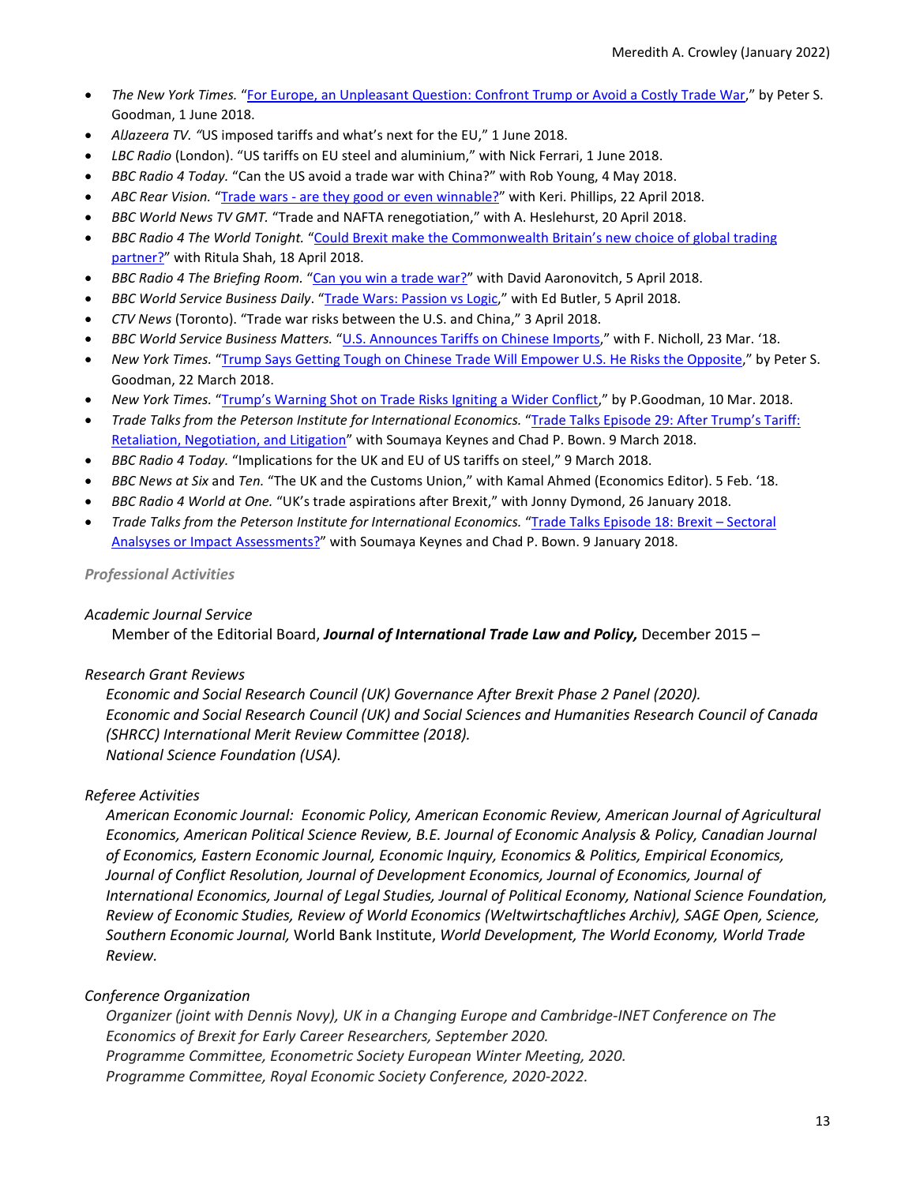- *The New York Times.* "For Europe, an Unpleasant Question: Confront Trump or Avoid a Costly Trade War," by Peter S. Goodman, 1 June 2018.
- *AlJazeera TV. "*US imposed tariffs and what's next for the EU," 1 June 2018.
- *LBC Radio* (London). "US tariffs on EU steel and aluminium," with Nick Ferrari, 1 June 2018.
- *BBC Radio 4 Today.* "Can the US avoid a trade war with China?" with Rob Young, 4 May 2018.
- *ABC Rear Vision.* "Trade wars - are they good or even winnable?" with Keri. Phillips, 22 April 2018.
- *BBC World News TV GMT.* "Trade and NAFTA renegotiation," with A. Heslehurst, 20 April 2018.
- *BBC Radio 4 The World Tonight.* "Could Brexit make the Commonwealth Britain's new choice of global trading partner?" with Ritula Shah, 18 April 2018.
- *BBC Radio 4 The Briefing Room.* "Can you win a trade war?" with David Aaronovitch, 5 April 2018.
- *BBC World Service Business Daily*. "Trade Wars: Passion vs Logic," with Ed Butler, 5 April 2018.
- *CTV News* (Toronto). "Trade war risks between the U.S. and China," 3 April 2018.
- *BBC World Service Business Matters.* "U.S. Announces Tariffs on Chinese Imports," with F. Nicholl, 23 Mar. '18.
- *New York Times.* "Trump Says Getting Tough on Chinese Trade Will Empower U.S. He Risks the Opposite," by Peter S. Goodman, 22 March 2018.
- *New York Times.* "Trump's Warning Shot on Trade Risks Igniting a Wider Conflict," by P.Goodman, 10 Mar. 2018.
- *Trade Talks from the Peterson Institute for International Economics.* "Trade Talks Episode 29: After Trump's Tariff: Retaliation, Negotiation, and Litigation" with Soumaya Keynes and Chad P. Bown. 9 March 2018.
- *BBC Radio 4 Today.* "Implications for the UK and EU of US tariffs on steel," 9 March 2018.
- *BBC News at Six* and *Ten.* "The UK and the Customs Union," with Kamal Ahmed (Economics Editor). 5 Feb. '18.
- *BBC Radio 4 World at One.* "UK's trade aspirations after Brexit," with Jonny Dymond, 26 January 2018.
- *Trade Talks from the Peterson Institute for International Economics.* "Trade Talks Episode 18: Brexit – Sectoral Analsyses or Impact Assessments?" with Soumaya Keynes and Chad P. Bown. 9 January 2018.

## *Professional Activities*

*Academic Journal Service*

Member of the Editorial Board, ***Journal of International Trade Law and Policy,*** December 2015 –

*Research Grant Reviews*

*Economic and Social Research Council (UK) Governance After Brexit Phase 2 Panel (2020).*
*Economic and Social Research Council (UK) and Social Sciences and Humanities Research Council of Canada (SHRCC) International Merit Review Committee (2018).*
*National Science Foundation (USA).*

*Referee Activities*

*American Economic Journal: Economic Policy, American Economic Review, American Journal of Agricultural Economics, American Political Science Review, B.E. Journal of Economic Analysis & Policy, Canadian Journal of Economics, Eastern Economic Journal, Economic Inquiry, Economics & Politics, Empirical Economics, Journal of Conflict Resolution, Journal of Development Economics, Journal of Economics, Journal of International Economics, Journal of Legal Studies, Journal of Political Economy, National Science Foundation, Review of Economic Studies, Review of World Economics (Weltwirtschaftliches Archiv), SAGE Open, Science, Southern Economic Journal,* World Bank Institute, *World Development, The World Economy, World Trade Review.*

*Conference Organization*

*Organizer (joint with Dennis Novy), UK in a Changing Europe and Cambridge-INET Conference on The Economics of Brexit for Early Career Researchers, September 2020.*
*Programme Committee, Econometric Society European Winter Meeting, 2020.*
*Programme Committee, Royal Economic Society Conference, 2020-2022.*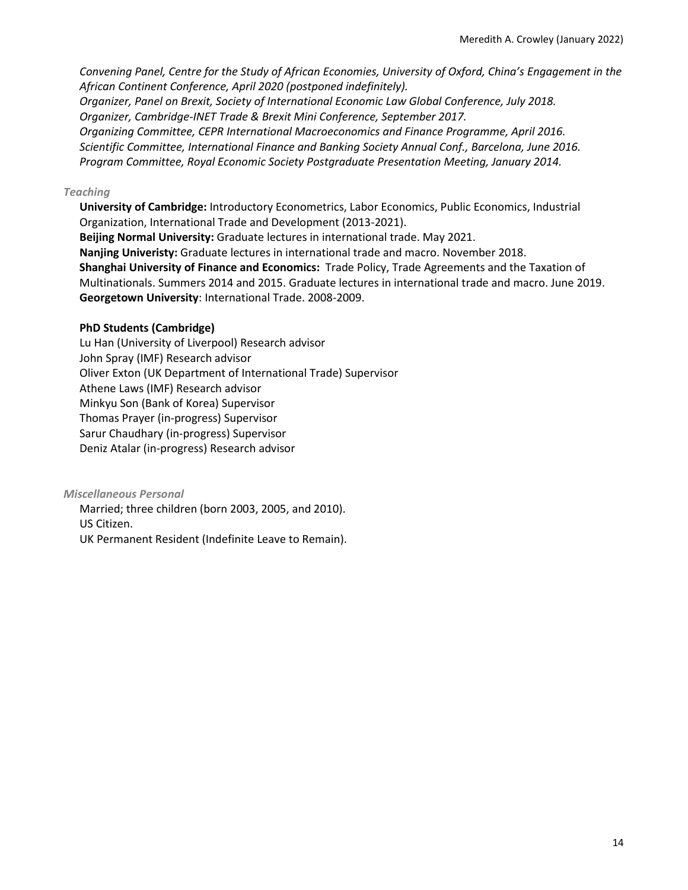*Convening Panel, Centre for the Study of African Economies, University of Oxford, China's Engagement in the African Continent Conference, April 2020 (postponed indefinitely).*
*Organizer, Panel on Brexit, Society of International Economic Law Global Conference, July 2018.*
*Organizer, Cambridge-INET Trade & Brexit Mini Conference, September 2017.*
*Organizing Committee, CEPR International Macroeconomics and Finance Programme, April 2016.*
*Scientific Committee, International Finance and Banking Society Annual Conf., Barcelona, June 2016.*
*Program Committee, Royal Economic Society Postgraduate Presentation Meeting, January 2014.*

### *Teaching*

**University of Cambridge:** Introductory Econometrics, Labor Economics, Public Economics, Industrial Organization, International Trade and Development (2013-2021).
**Beijing Normal University:** Graduate lectures in international trade. May 2021.
**Nanjing Univeristy:** Graduate lectures in international trade and macro. November 2018.
**Shanghai University of Finance and Economics:** Trade Policy, Trade Agreements and the Taxation of Multinationals. Summers 2014 and 2015. Graduate lectures in international trade and macro. June 2019.
**Georgetown University**: International Trade. 2008-2009.

**PhD Students (Cambridge)**

Lu Han (University of Liverpool) Research advisor
John Spray (IMF) Research advisor
Oliver Exton (UK Department of International Trade) Supervisor
Athene Laws (IMF) Research advisor
Minkyu Son (Bank of Korea) Supervisor
Thomas Prayer (in-progress) Supervisor
Sarur Chaudhary (in-progress) Supervisor
Deniz Atalar (in-progress) Research advisor

### *Miscellaneous Personal*

Married; three children (born 2003, 2005, and 2010).
US Citizen.
UK Permanent Resident (Indefinite Leave to Remain).